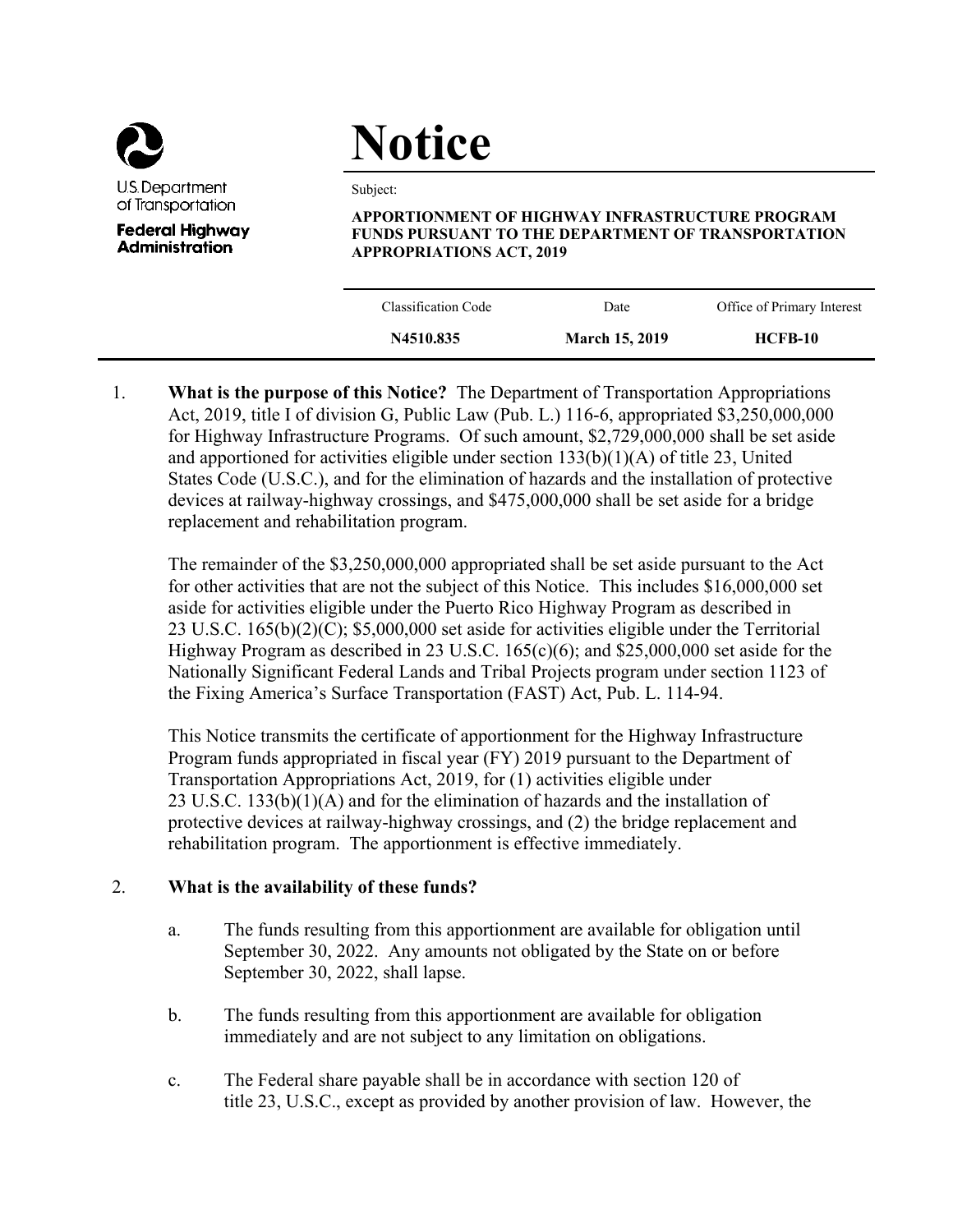U.S. Department of Transportation
Federal Highway Administration

# Notice

Subject:

**APPORTIONMENT OF HIGHWAY INFRASTRUCTURE PROGRAM FUNDS PURSUANT TO THE DEPARTMENT OF TRANSPORTATION APPROPRIATIONS ACT, 2019**

| Classification Code | Date | Office of Primary Interest |
|---|---|---|
| **N4510.835** | **March 15, 2019** | **HCFB-10** |

1. **What is the purpose of this Notice?** The Department of Transportation Appropriations Act, 2019, title I of division G, Public Law (Pub. L.) 116-6, appropriated $3,250,000,000 for Highway Infrastructure Programs. Of such amount, $2,729,000,000 shall be set aside and apportioned for activities eligible under section 133(b)(1)(A) of title 23, United States Code (U.S.C.), and for the elimination of hazards and the installation of protective devices at railway-highway crossings, and $475,000,000 shall be set aside for a bridge replacement and rehabilitation program.

   The remainder of the $3,250,000,000 appropriated shall be set aside pursuant to the Act for other activities that are not the subject of this Notice. This includes $16,000,000 set aside for activities eligible under the Puerto Rico Highway Program as described in 23 U.S.C. 165(b)(2)(C); $5,000,000 set aside for activities eligible under the Territorial Highway Program as described in 23 U.S.C. 165(c)(6); and $25,000,000 set aside for the Nationally Significant Federal Lands and Tribal Projects program under section 1123 of the Fixing America's Surface Transportation (FAST) Act, Pub. L. 114-94.

   This Notice transmits the certificate of apportionment for the Highway Infrastructure Program funds appropriated in fiscal year (FY) 2019 pursuant to the Department of Transportation Appropriations Act, 2019, for (1) activities eligible under 23 U.S.C. 133(b)(1)(A) and for the elimination of hazards and the installation of protective devices at railway-highway crossings, and (2) the bridge replacement and rehabilitation program. The apportionment is effective immediately.

2. **What is the availability of these funds?**

   a. The funds resulting from this apportionment are available for obligation until September 30, 2022. Any amounts not obligated by the State on or before September 30, 2022, shall lapse.

   b. The funds resulting from this apportionment are available for obligation immediately and are not subject to any limitation on obligations.

   c. The Federal share payable shall be in accordance with section 120 of title 23, U.S.C., except as provided by another provision of law. However, the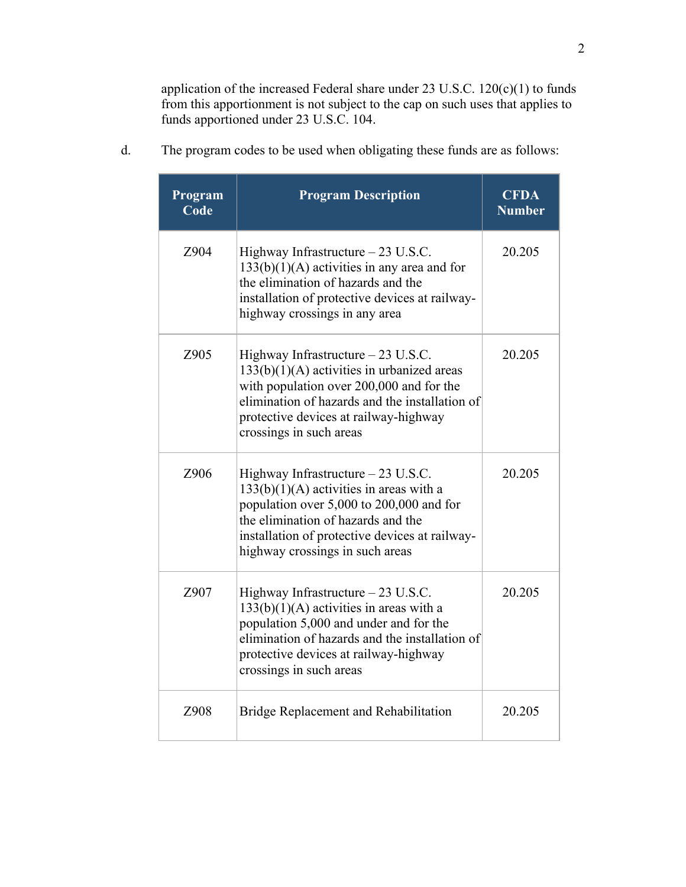application of the increased Federal share under 23 U.S.C. 120(c)(1) to funds from this apportionment is not subject to the cap on such uses that applies to funds apportioned under 23 U.S.C. 104.

d. The program codes to be used when obligating these funds are as follows:

| Program Code | Program Description | CFDA Number |
|---|---|---|
| Z904 | Highway Infrastructure – 23 U.S.C. 133(b)(1)(A) activities in any area and for the elimination of hazards and the installation of protective devices at railway-highway crossings in any area | 20.205 |
| Z905 | Highway Infrastructure – 23 U.S.C. 133(b)(1)(A) activities in urbanized areas with population over 200,000 and for the elimination of hazards and the installation of protective devices at railway-highway crossings in such areas | 20.205 |
| Z906 | Highway Infrastructure – 23 U.S.C. 133(b)(1)(A) activities in areas with a population over 5,000 to 200,000 and for the elimination of hazards and the installation of protective devices at railway-highway crossings in such areas | 20.205 |
| Z907 | Highway Infrastructure – 23 U.S.C. 133(b)(1)(A) activities in areas with a population 5,000 and under and for the elimination of hazards and the installation of protective devices at railway-highway crossings in such areas | 20.205 |
| Z908 | Bridge Replacement and Rehabilitation | 20.205 |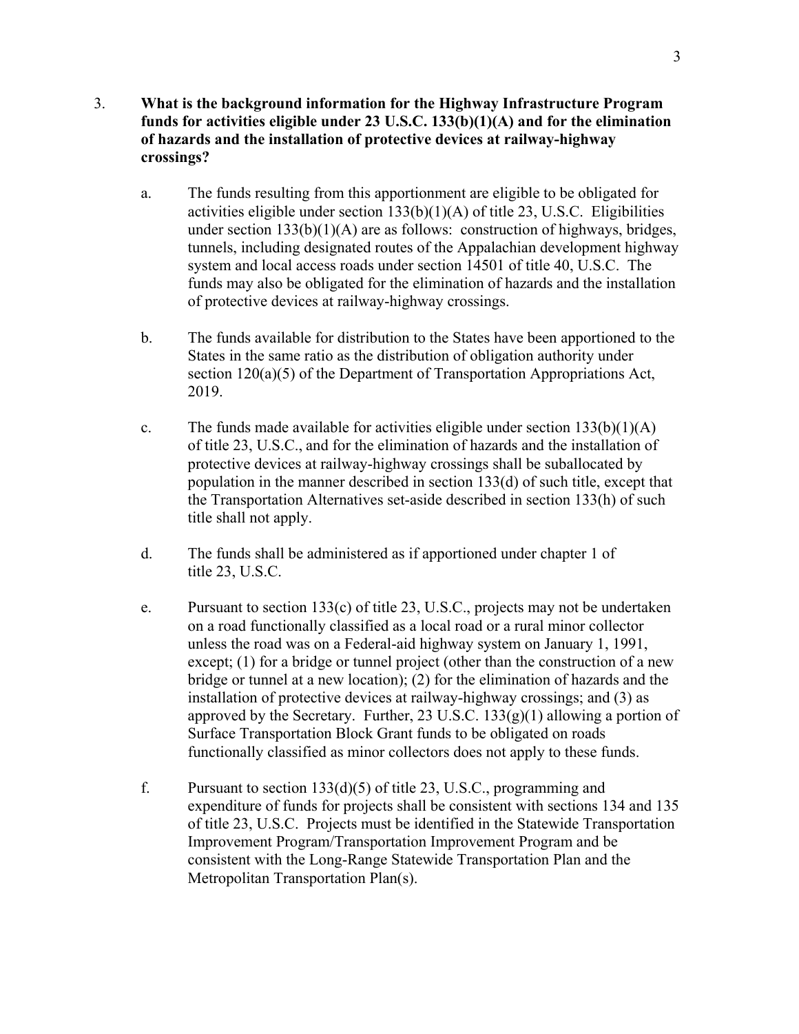3. **What is the background information for the Highway Infrastructure Program funds for activities eligible under 23 U.S.C. 133(b)(1)(A) and for the elimination of hazards and the installation of protective devices at railway-highway crossings?**

   a. The funds resulting from this apportionment are eligible to be obligated for activities eligible under section 133(b)(1)(A) of title 23, U.S.C. Eligibilities under section 133(b)(1)(A) are as follows: construction of highways, bridges, tunnels, including designated routes of the Appalachian development highway system and local access roads under section 14501 of title 40, U.S.C. The funds may also be obligated for the elimination of hazards and the installation of protective devices at railway-highway crossings.

   b. The funds available for distribution to the States have been apportioned to the States in the same ratio as the distribution of obligation authority under section 120(a)(5) of the Department of Transportation Appropriations Act, 2019.

   c. The funds made available for activities eligible under section 133(b)(1)(A) of title 23, U.S.C., and for the elimination of hazards and the installation of protective devices at railway-highway crossings shall be suballocated by population in the manner described in section 133(d) of such title, except that the Transportation Alternatives set-aside described in section 133(h) of such title shall not apply.

   d. The funds shall be administered as if apportioned under chapter 1 of title 23, U.S.C.

   e. Pursuant to section 133(c) of title 23, U.S.C., projects may not be undertaken on a road functionally classified as a local road or a rural minor collector unless the road was on a Federal-aid highway system on January 1, 1991, except; (1) for a bridge or tunnel project (other than the construction of a new bridge or tunnel at a new location); (2) for the elimination of hazards and the installation of protective devices at railway-highway crossings; and (3) as approved by the Secretary. Further, 23 U.S.C. 133(g)(1) allowing a portion of Surface Transportation Block Grant funds to be obligated on roads functionally classified as minor collectors does not apply to these funds.

   f. Pursuant to section 133(d)(5) of title 23, U.S.C., programming and expenditure of funds for projects shall be consistent with sections 134 and 135 of title 23, U.S.C. Projects must be identified in the Statewide Transportation Improvement Program/Transportation Improvement Program and be consistent with the Long-Range Statewide Transportation Plan and the Metropolitan Transportation Plan(s).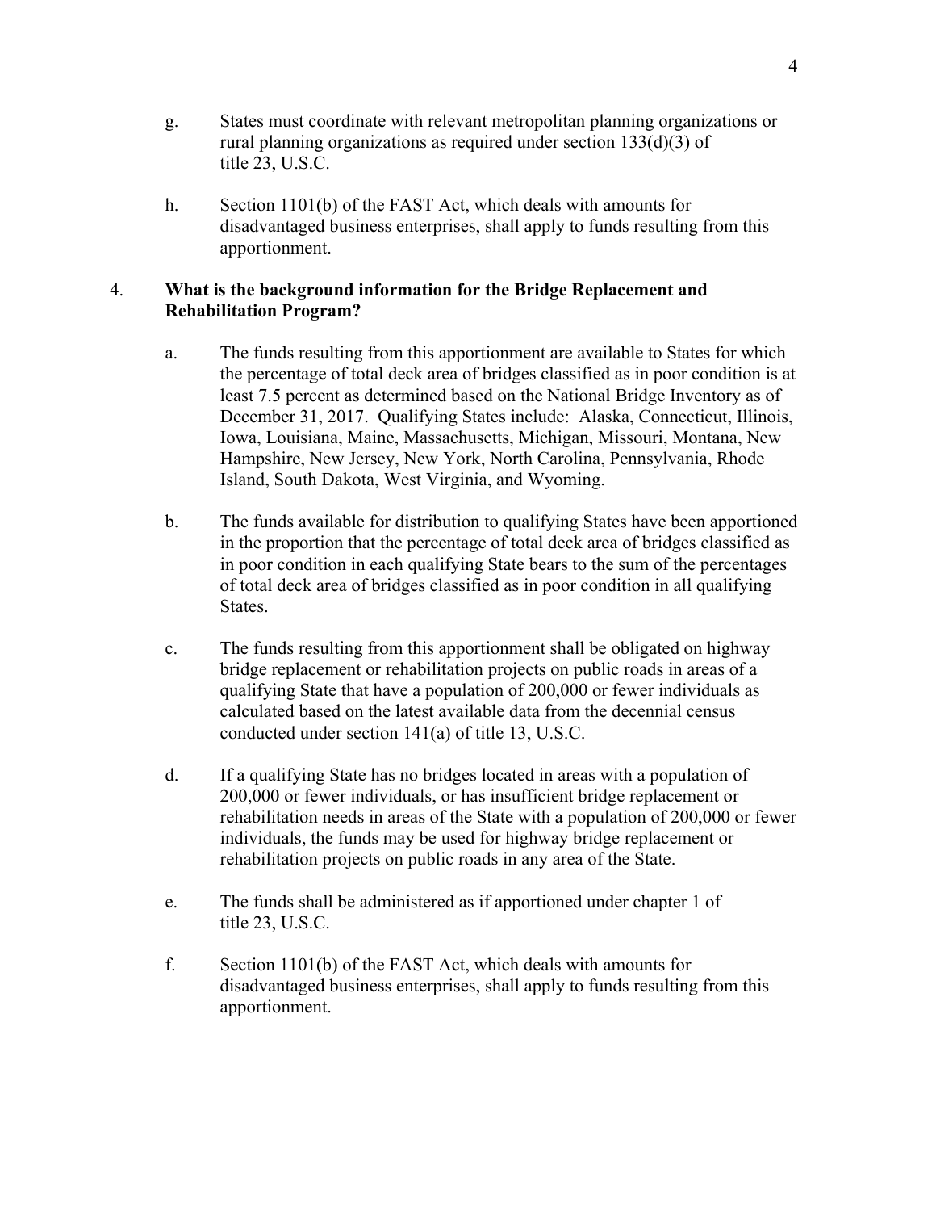g. States must coordinate with relevant metropolitan planning organizations or rural planning organizations as required under section 133(d)(3) of title 23, U.S.C.

h. Section 1101(b) of the FAST Act, which deals with amounts for disadvantaged business enterprises, shall apply to funds resulting from this apportionment.

4. **What is the background information for the Bridge Replacement and Rehabilitation Program?**

a. The funds resulting from this apportionment are available to States for which the percentage of total deck area of bridges classified as in poor condition is at least 7.5 percent as determined based on the National Bridge Inventory as of December 31, 2017. Qualifying States include: Alaska, Connecticut, Illinois, Iowa, Louisiana, Maine, Massachusetts, Michigan, Missouri, Montana, New Hampshire, New Jersey, New York, North Carolina, Pennsylvania, Rhode Island, South Dakota, West Virginia, and Wyoming.

b. The funds available for distribution to qualifying States have been apportioned in the proportion that the percentage of total deck area of bridges classified as in poor condition in each qualifying State bears to the sum of the percentages of total deck area of bridges classified as in poor condition in all qualifying States.

c. The funds resulting from this apportionment shall be obligated on highway bridge replacement or rehabilitation projects on public roads in areas of a qualifying State that have a population of 200,000 or fewer individuals as calculated based on the latest available data from the decennial census conducted under section 141(a) of title 13, U.S.C.

d. If a qualifying State has no bridges located in areas with a population of 200,000 or fewer individuals, or has insufficient bridge replacement or rehabilitation needs in areas of the State with a population of 200,000 or fewer individuals, the funds may be used for highway bridge replacement or rehabilitation projects on public roads in any area of the State.

e. The funds shall be administered as if apportioned under chapter 1 of title 23, U.S.C.

f. Section 1101(b) of the FAST Act, which deals with amounts for disadvantaged business enterprises, shall apply to funds resulting from this apportionment.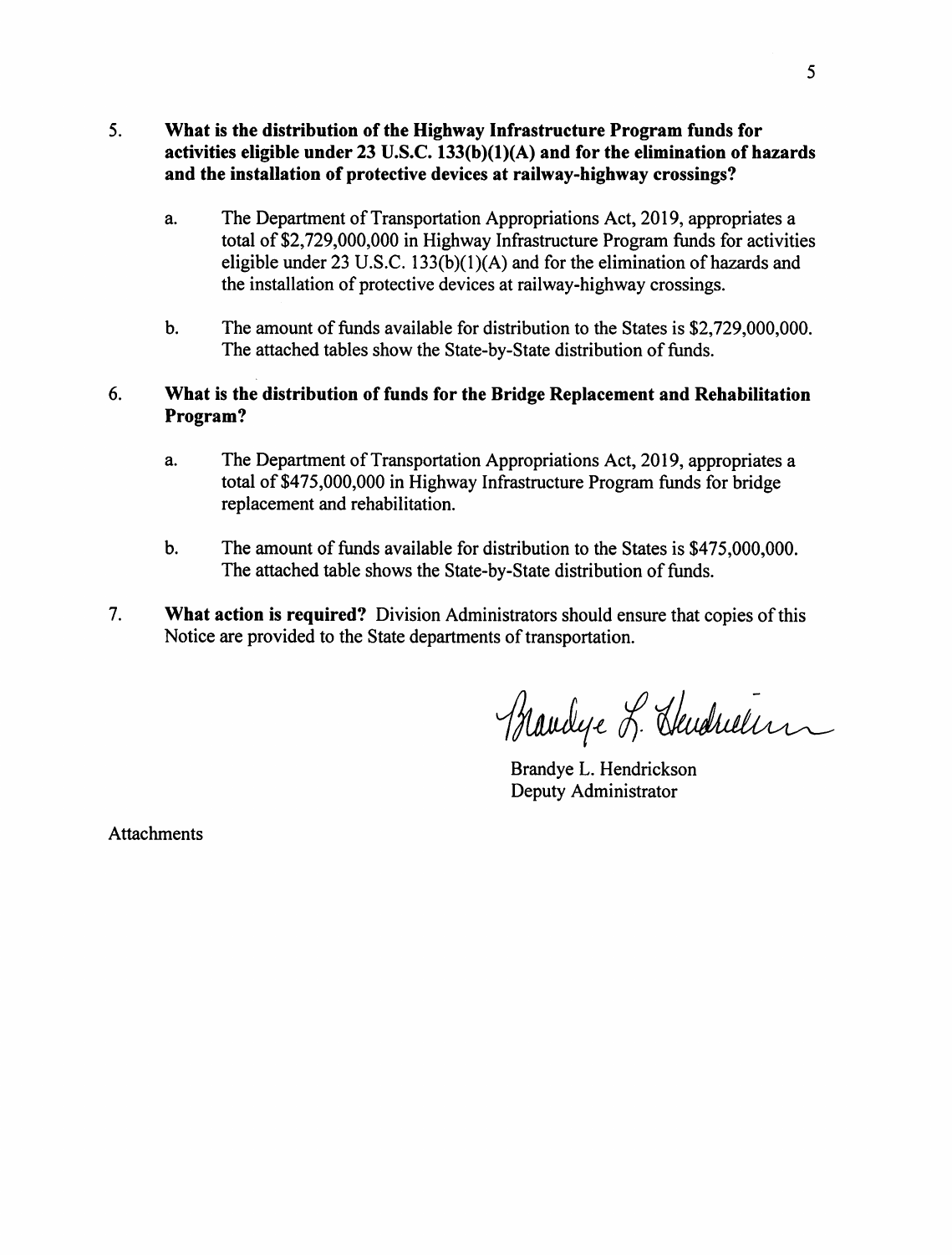5. **What is the distribution of the Highway Infrastructure Program funds for activities eligible under 23 U.S.C. 133(b)(1)(A) and for the elimination of hazards and the installation of protective devices at railway-highway crossings?**

   a. The Department of Transportation Appropriations Act, 2019, appropriates a total of $2,729,000,000 in Highway Infrastructure Program funds for activities eligible under 23 U.S.C. 133(b)(1)(A) and for the elimination of hazards and the installation of protective devices at railway-highway crossings.

   b. The amount of funds available for distribution to the States is $2,729,000,000. The attached tables show the State-by-State distribution of funds.

6. **What is the distribution of funds for the Bridge Replacement and Rehabilitation Program?**

   a. The Department of Transportation Appropriations Act, 2019, appropriates a total of $475,000,000 in Highway Infrastructure Program funds for bridge replacement and rehabilitation.

   b. The amount of funds available for distribution to the States is $475,000,000. The attached table shows the State-by-State distribution of funds.

7. **What action is required?** Division Administrators should ensure that copies of this Notice are provided to the State departments of transportation.

Brandye L. Hendrickson

Brandye L. Hendrickson
Deputy Administrator

Attachments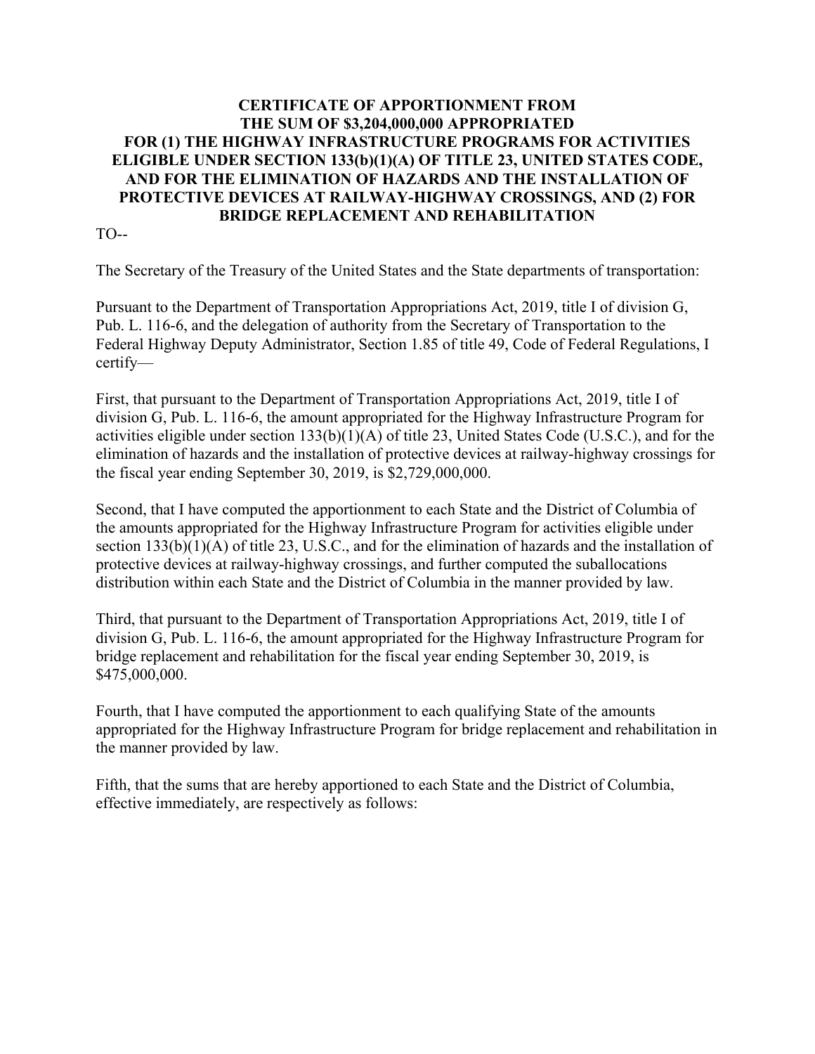**CERTIFICATE OF APPORTIONMENT FROM THE SUM OF $3,204,000,000 APPROPRIATED FOR (1) THE HIGHWAY INFRASTRUCTURE PROGRAMS FOR ACTIVITIES ELIGIBLE UNDER SECTION 133(b)(1)(A) OF TITLE 23, UNITED STATES CODE, AND FOR THE ELIMINATION OF HAZARDS AND THE INSTALLATION OF PROTECTIVE DEVICES AT RAILWAY-HIGHWAY CROSSINGS, AND (2) FOR BRIDGE REPLACEMENT AND REHABILITATION**

TO--

The Secretary of the Treasury of the United States and the State departments of transportation:

Pursuant to the Department of Transportation Appropriations Act, 2019, title I of division G, Pub. L. 116-6, and the delegation of authority from the Secretary of Transportation to the Federal Highway Deputy Administrator, Section 1.85 of title 49, Code of Federal Regulations, I certify—

First, that pursuant to the Department of Transportation Appropriations Act, 2019, title I of division G, Pub. L. 116-6, the amount appropriated for the Highway Infrastructure Program for activities eligible under section 133(b)(1)(A) of title 23, United States Code (U.S.C.), and for the elimination of hazards and the installation of protective devices at railway-highway crossings for the fiscal year ending September 30, 2019, is $2,729,000,000.

Second, that I have computed the apportionment to each State and the District of Columbia of the amounts appropriated for the Highway Infrastructure Program for activities eligible under section 133(b)(1)(A) of title 23, U.S.C., and for the elimination of hazards and the installation of protective devices at railway-highway crossings, and further computed the suballocations distribution within each State and the District of Columbia in the manner provided by law.

Third, that pursuant to the Department of Transportation Appropriations Act, 2019, title I of division G, Pub. L. 116-6, the amount appropriated for the Highway Infrastructure Program for bridge replacement and rehabilitation for the fiscal year ending September 30, 2019, is $475,000,000.

Fourth, that I have computed the apportionment to each qualifying State of the amounts appropriated for the Highway Infrastructure Program for bridge replacement and rehabilitation in the manner provided by law.

Fifth, that the sums that are hereby apportioned to each State and the District of Columbia, effective immediately, are respectively as follows: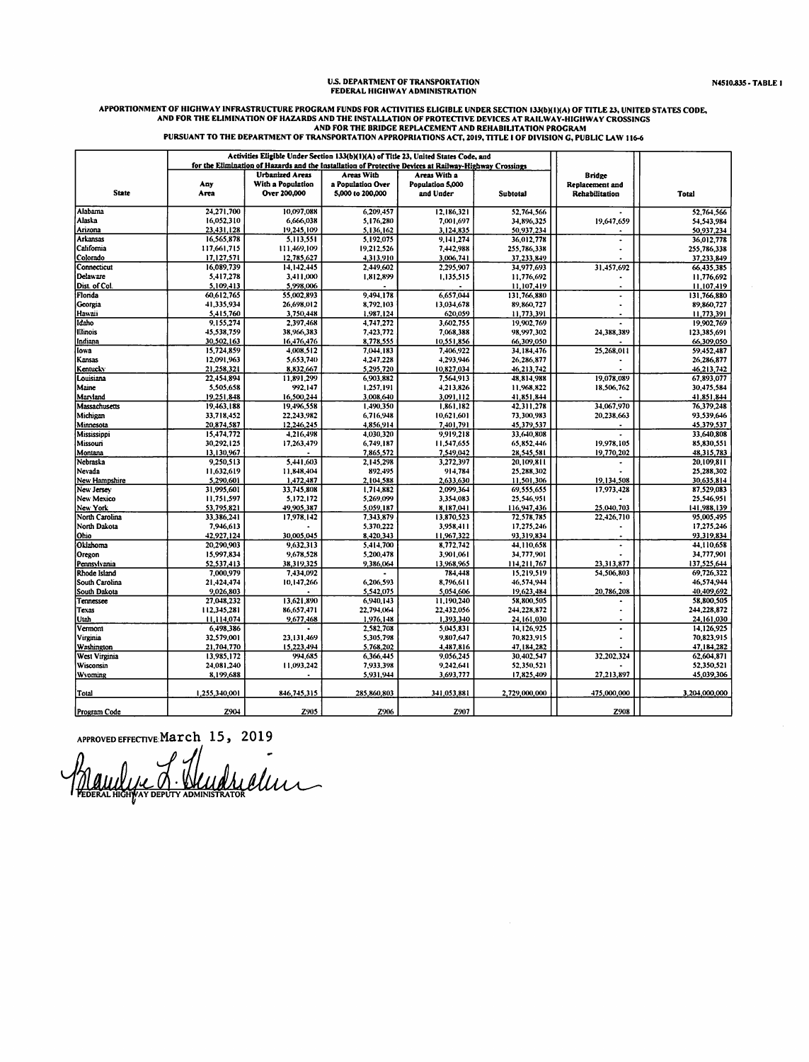U.S. DEPARTMENT OF TRANSPORTATION
FEDERAL HIGHWAY ADMINISTRATION

N4510.835 - TABLE 1

## APPORTIONMENT OF HIGHWAY INFRASTRUCTURE PROGRAM FUNDS FOR ACTIVITIES ELIGIBLE UNDER SECTION 133(b)(1)(A) OF TITLE 23, UNITED STATES CODE, AND FOR THE ELIMINATION OF HAZARDS AND THE INSTALLATION OF PROTECTIVE DEVICES AT RAILWAY-HIGHWAY CROSSINGS AND FOR THE BRIDGE REPLACEMENT AND REHABILITATION PROGRAM PURSUANT TO THE DEPARTMENT OF TRANSPORTATION APPROPRIATIONS ACT, 2019, TITLE I OF DIVISION G, PUBLIC LAW 116-6

| State | Activities Eligible Under Section 133(b)(1)(A) of Title 23, United States Code, and for the Elimination of Hazards and the Installation of Protective Devices at Railway-Highway Crossings | | | | | Bridge Replacement and Rehabilitation | Total |
|---|---|---|---|---|---|---|---|
| | Any Area | Urbanized Areas With a Population Over 200,000 | Areas With a Population Over 5,000 to 200,000 | Areas With a Population 5,000 and Under | Subtotal | | |
| Alabama | 24,271,700 | 10,097,088 | 6,209,457 | 12,186,321 | 52,764,566 | - | 52,764,566 |
| Alaska | 16,052,310 | 6,666,038 | 5,176,280 | 7,001,697 | 34,896,325 | 19,647,659 | 54,543,984 |
| Arizona | 23,431,128 | 19,245,109 | 5,136,162 | 3,124,835 | 50,937,234 | - | 50,937,234 |
| Arkansas | 16,565,878 | 5,113,551 | 5,192,075 | 9,141,274 | 36,012,778 | - | 36,012,778 |
| California | 117,661,715 | 111,469,109 | 19,212,526 | 7,442,988 | 255,786,338 | - | 255,786,338 |
| Colorado | 17,127,571 | 12,785,627 | 4,313,910 | 3,006,741 | 37,233,849 | - | 37,233,849 |
| Connecticut | 16,089,739 | 14,142,445 | 2,449,602 | 2,295,907 | 34,977,693 | 31,457,692 | 66,435,385 |
| Delaware | 5,417,278 | 3,411,000 | 1,812,899 | 1,135,515 | 11,776,692 | - | 11,776,692 |
| Dist. of Col. | 5,109,413 | 5,998,006 | - | - | 11,107,419 | - | 11,107,419 |
| Florida | 60,612,765 | 55,002,893 | 9,494,178 | 6,657,044 | 131,766,880 | - | 131,766,880 |
| Georgia | 41,335,934 | 26,698,012 | 8,792,103 | 13,034,678 | 89,860,727 | - | 89,860,727 |
| Hawaii | 5,415,760 | 3,750,448 | 1,987,124 | 620,059 | 11,773,391 | - | 11,773,391 |
| Idaho | 9,155,274 | 2,397,468 | 4,747,272 | 3,602,755 | 19,902,769 | - | 19,902,769 |
| Illinois | 45,538,759 | 38,966,383 | 7,423,772 | 7,068,388 | 98,997,302 | 24,388,389 | 123,385,691 |
| Indiana | 30,502,163 | 16,476,476 | 8,778,555 | 10,551,856 | 66,309,050 | - | 66,309,050 |
| Iowa | 15,724,859 | 4,008,512 | 7,044,183 | 7,406,922 | 34,184,476 | 25,268,011 | 59,452,487 |
| Kansas | 12,091,963 | 5,653,740 | 4,247,228 | 4,293,946 | 26,286,877 | - | 26,286,877 |
| Kentucky | 21,258,321 | 8,832,667 | 5,295,720 | 10,827,034 | 46,213,742 | - | 46,213,742 |
| Louisiana | 22,454,894 | 11,891,299 | 6,903,882 | 7,564,913 | 48,814,988 | 19,078,089 | 67,893,077 |
| Maine | 5,505,658 | 992,147 | 1,257,191 | 4,213,826 | 11,968,822 | 18,506,762 | 30,475,584 |
| Maryland | 19,251,848 | 16,500,244 | 3,008,640 | 3,091,112 | 41,851,844 | - | 41,851,844 |
| Massachusetts | 19,463,188 | 19,496,558 | 1,490,350 | 1,861,182 | 42,311,278 | 34,067,970 | 76,379,248 |
| Michigan | 33,718,452 | 22,243,982 | 6,716,948 | 10,621,601 | 73,300,983 | 20,238,663 | 93,539,646 |
| Minnesota | 20,874,587 | 12,246,245 | 4,856,914 | 7,401,791 | 45,379,537 | - | 45,379,537 |
| Mississippi | 15,474,772 | 4,216,498 | 4,030,320 | 9,919,218 | 33,640,808 | - | 33,640,808 |
| Missouri | 30,292,125 | 17,263,479 | 6,749,187 | 11,547,655 | 65,852,446 | 19,978,105 | 85,830,551 |
| Montana | 13,130,967 | - | 7,865,572 | 7,549,042 | 28,545,581 | 19,770,202 | 48,315,783 |
| Nebraska | 9,250,513 | 5,441,603 | 2,145,298 | 3,272,397 | 20,109,811 | - | 20,109,811 |
| Nevada | 11,632,619 | 11,848,404 | 892,495 | 914,784 | 25,288,302 | - | 25,288,302 |
| New Hampshire | 5,290,601 | 1,472,487 | 2,104,588 | 2,633,630 | 11,501,306 | 19,134,508 | 30,635,814 |
| New Jersey | 31,995,601 | 33,745,808 | 1,714,882 | 2,099,364 | 69,555,655 | 17,973,428 | 87,529,083 |
| New Mexico | 11,751,597 | 5,172,172 | 5,269,099 | 3,354,083 | 25,546,951 | - | 25,546,951 |
| New York | 53,795,821 | 49,905,387 | 5,059,187 | 8,187,041 | 116,947,436 | 25,040,703 | 141,988,139 |
| North Carolina | 33,386,241 | 17,978,142 | 7,343,879 | 13,870,523 | 72,578,785 | 22,426,710 | 95,005,495 |
| North Dakota | 7,946,613 | - | 5,370,222 | 3,958,411 | 17,275,246 | - | 17,275,246 |
| Ohio | 42,927,124 | 30,005,045 | 8,420,343 | 11,967,322 | 93,319,834 | - | 93,319,834 |
| Oklahoma | 20,290,903 | 9,632,313 | 5,414,700 | 8,772,742 | 44,110,658 | - | 44,110,658 |
| Oregon | 15,997,834 | 9,678,528 | 5,200,478 | 3,901,061 | 34,777,901 | - | 34,777,901 |
| Pennsylvania | 52,537,413 | 38,319,325 | 9,386,064 | 13,968,965 | 114,211,767 | 23,313,877 | 137,525,644 |
| Rhode Island | 7,000,979 | 7,434,092 | - | 784,448 | 15,219,519 | 54,506,803 | 69,726,322 |
| South Carolina | 21,424,474 | 10,147,266 | 6,206,593 | 8,796,611 | 46,574,944 | - | 46,574,944 |
| South Dakota | 9,026,803 | - | 5,542,075 | 5,054,606 | 19,623,484 | 20,786,208 | 40,409,692 |
| Tennessee | 27,048,232 | 13,621,890 | 6,940,143 | 11,190,240 | 58,800,505 | - | 58,800,505 |
| Texas | 112,345,281 | 86,657,471 | 22,794,064 | 22,432,056 | 244,228,872 | - | 244,228,872 |
| Utah | 11,114,074 | 9,677,468 | 1,976,148 | 1,393,340 | 24,161,030 | - | 24,161,030 |
| Vermont | 6,498,386 | - | 2,582,708 | 5,045,831 | 14,126,925 | - | 14,126,925 |
| Virginia | 32,579,001 | 23,131,469 | 5,305,798 | 9,807,647 | 70,823,915 | - | 70,823,915 |
| Washington | 21,704,770 | 15,223,494 | 5,768,202 | 4,487,816 | 47,184,282 | - | 47,184,282 |
| West Virginia | 13,985,172 | 994,685 | 6,366,445 | 9,056,245 | 30,402,547 | 32,202,324 | 62,604,871 |
| Wisconsin | 24,081,240 | 11,093,242 | 7,933,398 | 9,242,641 | 52,350,521 | - | 52,350,521 |
| Wyoming | 8,199,688 | - | 5,931,944 | 3,693,777 | 17,825,409 | 27,213,897 | 45,039,306 |
| Total | 1,255,340,001 | 846,745,315 | 285,860,803 | 341,053,881 | 2,729,000,000 | 475,000,000 | 3,204,000,000 |
| Program Code | Z904 | Z905 | Z906 | Z907 | | Z908 | |

APPROVED EFFECTIVE March 15, 2019

FEDERAL HIGHWAY DEPUTY ADMINISTRATOR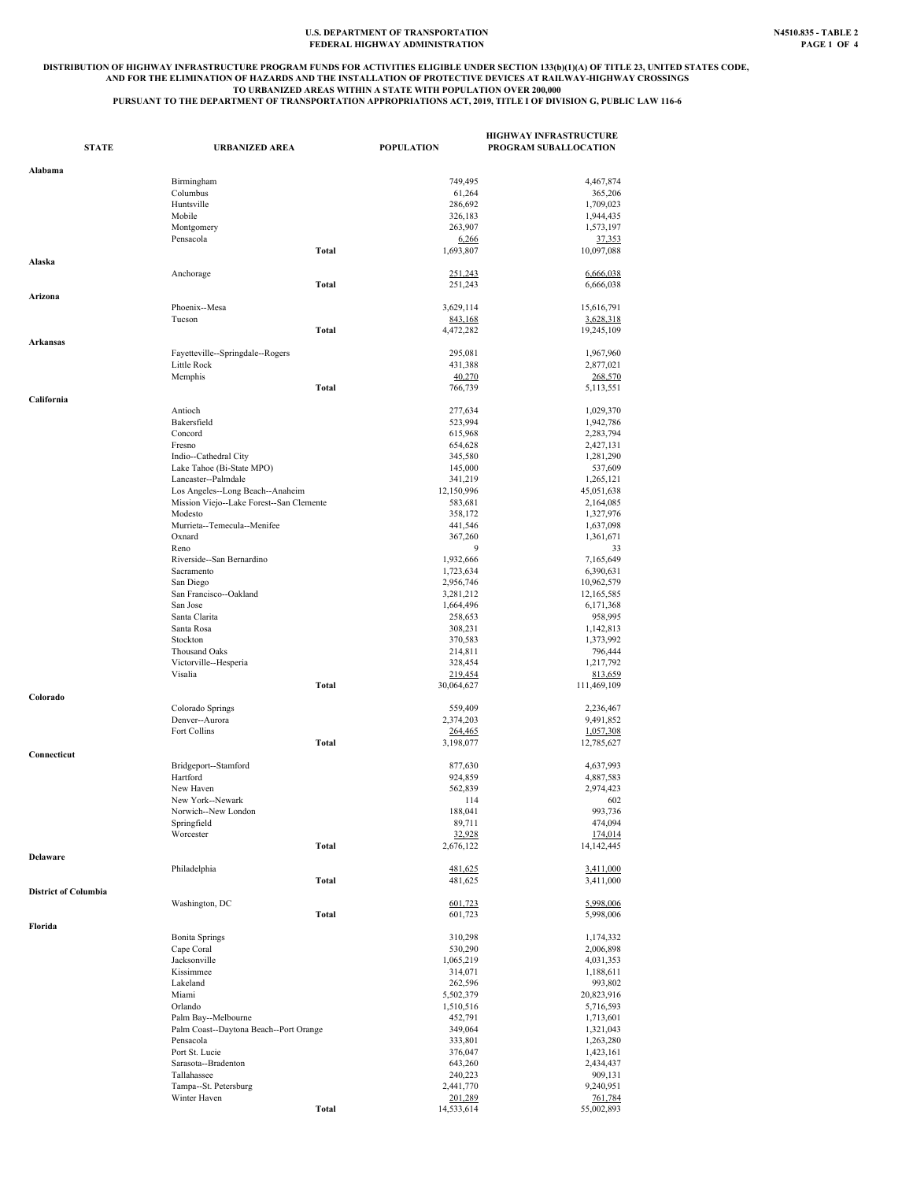U.S. DEPARTMENT OF TRANSPORTATION
FEDERAL HIGHWAY ADMINISTRATION

N4510.835 - TABLE 2

**DISTRIBUTION OF HIGHWAY INFRASTRUCTURE PROGRAM FUNDS FOR ACTIVITIES ELIGIBLE UNDER SECTION 133(b)(1)(A) OF TITLE 23, UNITED STATES CODE, AND FOR THE ELIMINATION OF HAZARDS AND THE INSTALLATION OF PROTECTIVE DEVICES AT RAILWAY-HIGHWAY CROSSINGS TO URBANIZED AREAS WITHIN A STATE WITH POPULATION OVER 200,000 PURSUANT TO THE DEPARTMENT OF TRANSPORTATION APPROPRIATIONS ACT, 2019, TITLE I OF DIVISION G, PUBLIC LAW 116-6**

| STATE | URBANIZED AREA | POPULATION | HIGHWAY INFRASTRUCTURE PROGRAM SUBALLOCATION |
|---|---|---|---|
| **Alabama** | | | |
| | Birmingham | 749,495 | 4,467,874 |
| | Columbus | 61,264 | 365,206 |
| | Huntsville | 286,692 | 1,709,023 |
| | Mobile | 326,183 | 1,944,435 |
| | Montgomery | 263,907 | 1,573,197 |
| | Pensacola | 6,266 | 37,353 |
| | **Total** | 1,693,807 | 10,097,088 |
| **Alaska** | | | |
| | Anchorage | 251,243 | 6,666,038 |
| | **Total** | 251,243 | 6,666,038 |
| **Arizona** | | | |
| | Phoenix--Mesa | 3,629,114 | 15,616,791 |
| | Tucson | 843,168 | 3,628,318 |
| | **Total** | 4,472,282 | 19,245,109 |
| **Arkansas** | | | |
| | Fayetteville--Springdale--Rogers | 295,081 | 1,967,960 |
| | Little Rock | 431,388 | 2,877,021 |
| | Memphis | 40,270 | 268,570 |
| | **Total** | 766,739 | 5,113,551 |
| **California** | | | |
| | Antioch | 277,634 | 1,029,370 |
| | Bakersfield | 523,994 | 1,942,786 |
| | Concord | 615,968 | 2,283,794 |
| | Fresno | 654,628 | 2,427,131 |
| | Indio--Cathedral City | 345,580 | 1,281,290 |
| | Lake Tahoe (Bi-State MPO) | 145,000 | 537,609 |
| | Lancaster--Palmdale | 341,219 | 1,265,121 |
| | Los Angeles--Long Beach--Anaheim | 12,150,996 | 45,051,638 |
| | Mission Viejo--Lake Forest--San Clemente | 583,681 | 2,164,085 |
| | Modesto | 358,172 | 1,327,976 |
| | Murrieta--Temecula--Menifee | 441,546 | 1,637,098 |
| | Oxnard | 367,260 | 1,361,671 |
| | Reno | 9 | 33 |
| | Riverside--San Bernardino | 1,932,666 | 7,165,649 |
| | Sacramento | 1,723,634 | 6,390,631 |
| | San Diego | 2,956,746 | 10,962,579 |
| | San Francisco--Oakland | 3,281,212 | 12,165,585 |
| | San Jose | 1,664,496 | 6,171,368 |
| | Santa Clarita | 258,653 | 958,995 |
| | Santa Rosa | 308,231 | 1,142,813 |
| | Stockton | 370,583 | 1,373,992 |
| | Thousand Oaks | 214,811 | 796,444 |
| | Victorville--Hesperia | 328,454 | 1,217,792 |
| | Visalia | 219,454 | 813,659 |
| | **Total** | 30,064,627 | 111,469,109 |
| **Colorado** | | | |
| | Colorado Springs | 559,409 | 2,236,467 |
| | Denver--Aurora | 2,374,203 | 9,491,852 |
| | Fort Collins | 264,465 | 1,057,308 |
| | **Total** | 3,198,077 | 12,785,627 |
| **Connecticut** | | | |
| | Bridgeport--Stamford | 877,630 | 4,637,993 |
| | Hartford | 924,859 | 4,887,583 |
| | New Haven | 562,839 | 2,974,423 |
| | New York--Newark | 114 | 602 |
| | Norwich--New London | 188,041 | 993,736 |
| | Springfield | 89,711 | 474,094 |
| | Worcester | 32,928 | 174,014 |
| | **Total** | 2,676,122 | 14,142,445 |
| **Delaware** | | | |
| | Philadelphia | 481,625 | 3,411,000 |
| | **Total** | 481,625 | 3,411,000 |
| **District of Columbia** | | | |
| | Washington, DC | 601,723 | 5,998,006 |
| | **Total** | 601,723 | 5,998,006 |
| **Florida** | | | |
| | Bonita Springs | 310,298 | 1,174,332 |
| | Cape Coral | 530,290 | 2,006,898 |
| | Jacksonville | 1,065,219 | 4,031,353 |
| | Kissimmee | 314,071 | 1,188,611 |
| | Lakeland | 262,596 | 993,802 |
| | Miami | 5,502,379 | 20,823,916 |
| | Orlando | 1,510,516 | 5,716,593 |
| | Palm Bay--Melbourne | 452,791 | 1,713,601 |
| | Palm Coast--Daytona Beach--Port Orange | 349,064 | 1,321,043 |
| | Pensacola | 333,801 | 1,263,280 |
| | Port St. Lucie | 376,047 | 1,423,161 |
| | Sarasota--Bradenton | 643,260 | 2,434,437 |
| | Tallahassee | 240,223 | 909,131 |
| | Tampa--St. Petersburg | 2,441,770 | 9,240,951 |
| | Winter Haven | 201,289 | 761,784 |
| | **Total** | 14,533,614 | 55,002,893 |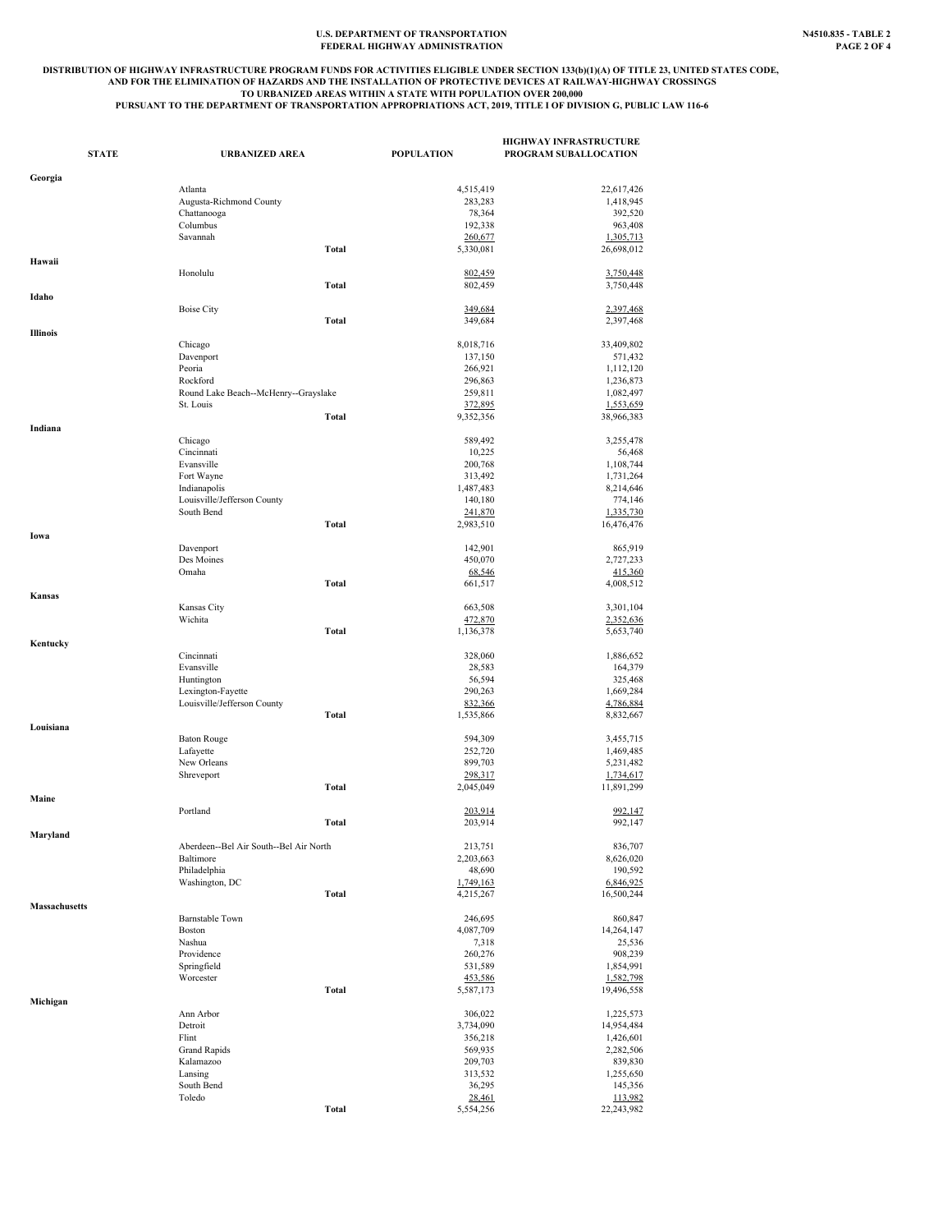**U.S. DEPARTMENT OF TRANSPORTATION**
**FEDERAL HIGHWAY ADMINISTRATION**

**N4510.835 - TABLE 2**

**DISTRIBUTION OF HIGHWAY INFRASTRUCTURE PROGRAM FUNDS FOR ACTIVITIES ELIGIBLE UNDER SECTION 133(b)(1)(A) OF TITLE 23, UNITED STATES CODE, AND FOR THE ELIMINATION OF HAZARDS AND THE INSTALLATION OF PROTECTIVE DEVICES AT RAILWAY-HIGHWAY CROSSINGS TO URBANIZED AREAS WITHIN A STATE WITH POPULATION OVER 200,000 PURSUANT TO THE DEPARTMENT OF TRANSPORTATION APPROPRIATIONS ACT, 2019, TITLE I OF DIVISION G, PUBLIC LAW 116-6**

| STATE | URBANIZED AREA | POPULATION | HIGHWAY INFRASTRUCTURE PROGRAM SUBALLOCATION |
|---|---|---|---|
| **Georgia** | | | |
| | Atlanta | 4,515,419 | 22,617,426 |
| | Augusta-Richmond County | 283,283 | 1,418,945 |
| | Chattanooga | 78,364 | 392,520 |
| | Columbus | 192,338 | 963,408 |
| | Savannah | 260,677 | 1,305,713 |
| | **Total** | 5,330,081 | 26,698,012 |
| **Hawaii** | | | |
| | Honolulu | 802,459 | 3,750,448 |
| | **Total** | 802,459 | 3,750,448 |
| **Idaho** | | | |
| | Boise City | 349,684 | 2,397,468 |
| | **Total** | 349,684 | 2,397,468 |
| **Illinois** | | | |
| | Chicago | 8,018,716 | 33,409,802 |
| | Davenport | 137,150 | 571,432 |
| | Peoria | 266,921 | 1,112,120 |
| | Rockford | 296,863 | 1,236,873 |
| | Round Lake Beach--McHenry--Grayslake | 259,811 | 1,082,497 |
| | St. Louis | 372,895 | 1,553,659 |
| | **Total** | 9,352,356 | 38,966,383 |
| **Indiana** | | | |
| | Chicago | 589,492 | 3,255,478 |
| | Cincinnati | 10,225 | 56,468 |
| | Evansville | 200,768 | 1,108,744 |
| | Fort Wayne | 313,492 | 1,731,264 |
| | Indianapolis | 1,487,483 | 8,214,646 |
| | Louisville/Jefferson County | 140,180 | 774,146 |
| | South Bend | 241,870 | 1,335,730 |
| | **Total** | 2,983,510 | 16,476,476 |
| **Iowa** | | | |
| | Davenport | 142,901 | 865,919 |
| | Des Moines | 450,070 | 2,727,233 |
| | Omaha | 68,546 | 415,360 |
| | **Total** | 661,517 | 4,008,512 |
| **Kansas** | | | |
| | Kansas City | 663,508 | 3,301,104 |
| | Wichita | 472,870 | 2,352,636 |
| | **Total** | 1,136,378 | 5,653,740 |
| **Kentucky** | | | |
| | Cincinnati | 328,060 | 1,886,652 |
| | Evansville | 28,583 | 164,379 |
| | Huntington | 56,594 | 325,468 |
| | Lexington-Fayette | 290,263 | 1,669,284 |
| | Louisville/Jefferson County | 832,366 | 4,786,884 |
| | **Total** | 1,535,866 | 8,832,667 |
| **Louisiana** | | | |
| | Baton Rouge | 594,309 | 3,455,715 |
| | Lafayette | 252,720 | 1,469,485 |
| | New Orleans | 899,703 | 5,231,482 |
| | Shreveport | 298,317 | 1,734,617 |
| | **Total** | 2,045,049 | 11,891,299 |
| **Maine** | | | |
| | Portland | 203,914 | 992,147 |
| | **Total** | 203,914 | 992,147 |
| **Maryland** | | | |
| | Aberdeen--Bel Air South--Bel Air North | 213,751 | 836,707 |
| | Baltimore | 2,203,663 | 8,626,020 |
| | Philadelphia | 48,690 | 190,592 |
| | Washington, DC | 1,749,163 | 6,846,925 |
| | **Total** | 4,215,267 | 16,500,244 |
| **Massachusetts** | | | |
| | Barnstable Town | 246,695 | 860,847 |
| | Boston | 4,087,709 | 14,264,147 |
| | Nashua | 7,318 | 25,536 |
| | Providence | 260,276 | 908,239 |
| | Springfield | 531,589 | 1,854,991 |
| | Worcester | 453,586 | 1,582,798 |
| | **Total** | 5,587,173 | 19,496,558 |
| **Michigan** | | | |
| | Ann Arbor | 306,022 | 1,225,573 |
| | Detroit | 3,734,090 | 14,954,484 |
| | Flint | 356,218 | 1,426,601 |
| | Grand Rapids | 569,935 | 2,282,506 |
| | Kalamazoo | 209,703 | 839,830 |
| | Lansing | 313,532 | 1,255,650 |
| | South Bend | 36,295 | 145,356 |
| | Toledo | 28,461 | 113,982 |
| | **Total** | 5,554,256 | 22,243,982 |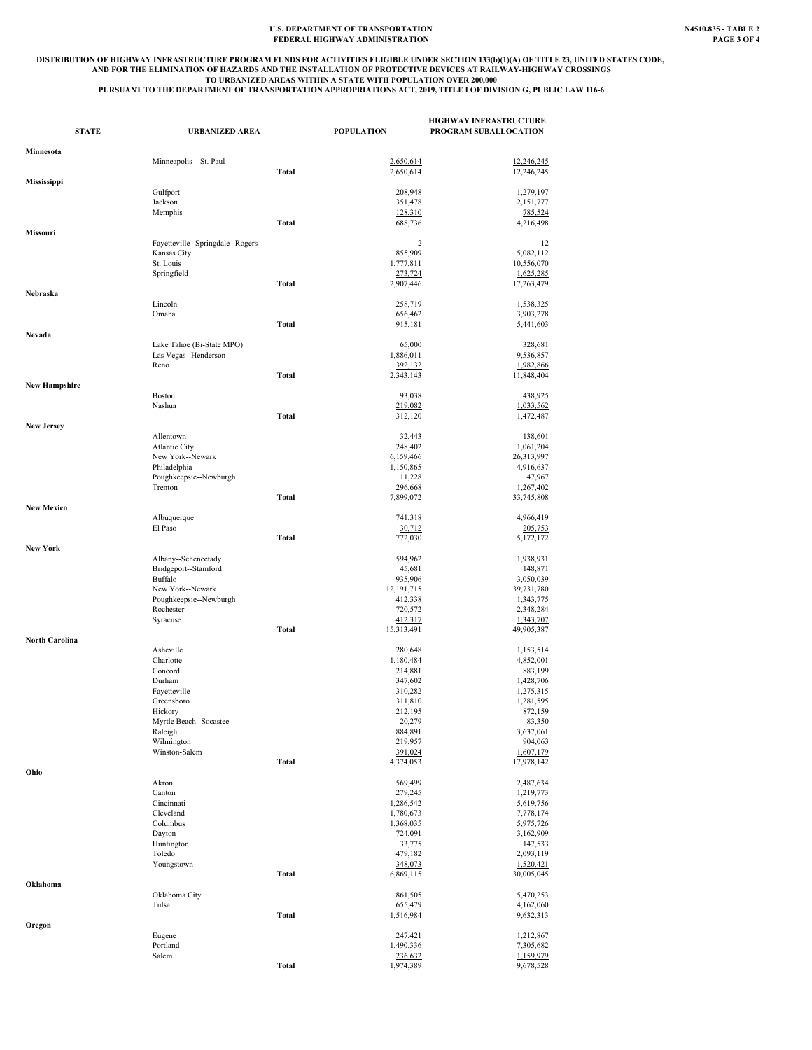U.S. DEPARTMENT OF TRANSPORTATION
FEDERAL HIGHWAY ADMINISTRATION

N4510.835 - TABLE 2

**DISTRIBUTION OF HIGHWAY INFRASTRUCTURE PROGRAM FUNDS FOR ACTIVITIES ELIGIBLE UNDER SECTION 133(b)(1)(A) OF TITLE 23, UNITED STATES CODE, AND FOR THE ELIMINATION OF HAZARDS AND THE INSTALLATION OF PROTECTIVE DEVICES AT RAILWAY-HIGHWAY CROSSINGS TO URBANIZED AREAS WITHIN A STATE WITH POPULATION OVER 200,000 PURSUANT TO THE DEPARTMENT OF TRANSPORTATION APPROPRIATIONS ACT, 2019, TITLE I OF DIVISION G, PUBLIC LAW 116-6**

| STATE | URBANIZED AREA | | POPULATION | HIGHWAY INFRASTRUCTURE PROGRAM SUBALLOCATION |
|---|---|---|---|---|
| **Minnesota** | | | | |
| | Minneapolis—St. Paul | | 2,650,614 | 12,246,245 |
| | | **Total** | 2,650,614 | 12,246,245 |
| **Mississippi** | | | | |
| | Gulfport | | 208,948 | 1,279,197 |
| | Jackson | | 351,478 | 2,151,777 |
| | Memphis | | 128,310 | 785,524 |
| | | **Total** | 688,736 | 4,216,498 |
| **Missouri** | | | | |
| | Fayetteville--Springdale--Rogers | | 2 | 12 |
| | Kansas City | | 855,909 | 5,082,112 |
| | St. Louis | | 1,777,811 | 10,556,070 |
| | Springfield | | 273,724 | 1,625,285 |
| | | **Total** | 2,907,446 | 17,263,479 |
| **Nebraska** | | | | |
| | Lincoln | | 258,719 | 1,538,325 |
| | Omaha | | 656,462 | 3,903,278 |
| | | **Total** | 915,181 | 5,441,603 |
| **Nevada** | | | | |
| | Lake Tahoe (Bi-State MPO) | | 65,000 | 328,681 |
| | Las Vegas--Henderson | | 1,886,011 | 9,536,857 |
| | Reno | | 392,132 | 1,982,866 |
| | | **Total** | 2,343,143 | 11,848,404 |
| **New Hampshire** | | | | |
| | Boston | | 93,038 | 438,925 |
| | Nashua | | 219,082 | 1,033,562 |
| | | **Total** | 312,120 | 1,472,487 |
| **New Jersey** | | | | |
| | Allentown | | 32,443 | 138,601 |
| | Atlantic City | | 248,402 | 1,061,204 |
| | New York--Newark | | 6,159,466 | 26,313,997 |
| | Philadelphia | | 1,150,865 | 4,916,637 |
| | Poughkeepsie--Newburgh | | 11,228 | 47,967 |
| | Trenton | | 296,668 | 1,267,402 |
| | | **Total** | 7,899,072 | 33,745,808 |
| **New Mexico** | | | | |
| | Albuquerque | | 741,318 | 4,966,419 |
| | El Paso | | 30,712 | 205,753 |
| | | **Total** | 772,030 | 5,172,172 |
| **New York** | | | | |
| | Albany--Schenectady | | 594,962 | 1,938,931 |
| | Bridgeport--Stamford | | 45,681 | 148,871 |
| | Buffalo | | 935,906 | 3,050,039 |
| | New York--Newark | | 12,191,715 | 39,731,780 |
| | Poughkeepsie--Newburgh | | 412,338 | 1,343,775 |
| | Rochester | | 720,572 | 2,348,284 |
| | Syracuse | | 412,317 | 1,343,707 |
| | | **Total** | 15,313,491 | 49,905,387 |
| **North Carolina** | | | | |
| | Asheville | | 280,648 | 1,153,514 |
| | Charlotte | | 1,180,484 | 4,852,001 |
| | Concord | | 214,881 | 883,199 |
| | Durham | | 347,602 | 1,428,706 |
| | Fayetteville | | 310,282 | 1,275,315 |
| | Greensboro | | 311,810 | 1,281,595 |
| | Hickory | | 212,195 | 872,159 |
| | Myrtle Beach--Socastee | | 20,279 | 83,350 |
| | Raleigh | | 884,891 | 3,637,061 |
| | Wilmington | | 219,957 | 904,063 |
| | Winston-Salem | | 391,024 | 1,607,179 |
| | | **Total** | 4,374,053 | 17,978,142 |
| **Ohio** | | | | |
| | Akron | | 569,499 | 2,487,634 |
| | Canton | | 279,245 | 1,219,773 |
| | Cincinnati | | 1,286,542 | 5,619,756 |
| | Cleveland | | 1,780,673 | 7,778,174 |
| | Columbus | | 1,368,035 | 5,975,726 |
| | Dayton | | 724,091 | 3,162,909 |
| | Huntington | | 33,775 | 147,533 |
| | Toledo | | 479,182 | 2,093,119 |
| | Youngstown | | 348,073 | 1,520,421 |
| | | **Total** | 6,869,115 | 30,005,045 |
| **Oklahoma** | | | | |
| | Oklahoma City | | 861,505 | 5,470,253 |
| | Tulsa | | 655,479 | 4,162,060 |
| | | **Total** | 1,516,984 | 9,632,313 |
| **Oregon** | | | | |
| | Eugene | | 247,421 | 1,212,867 |
| | Portland | | 1,490,336 | 7,305,682 |
| | Salem | | 236,632 | 1,159,979 |
| | | **Total** | 1,974,389 | 9,678,528 |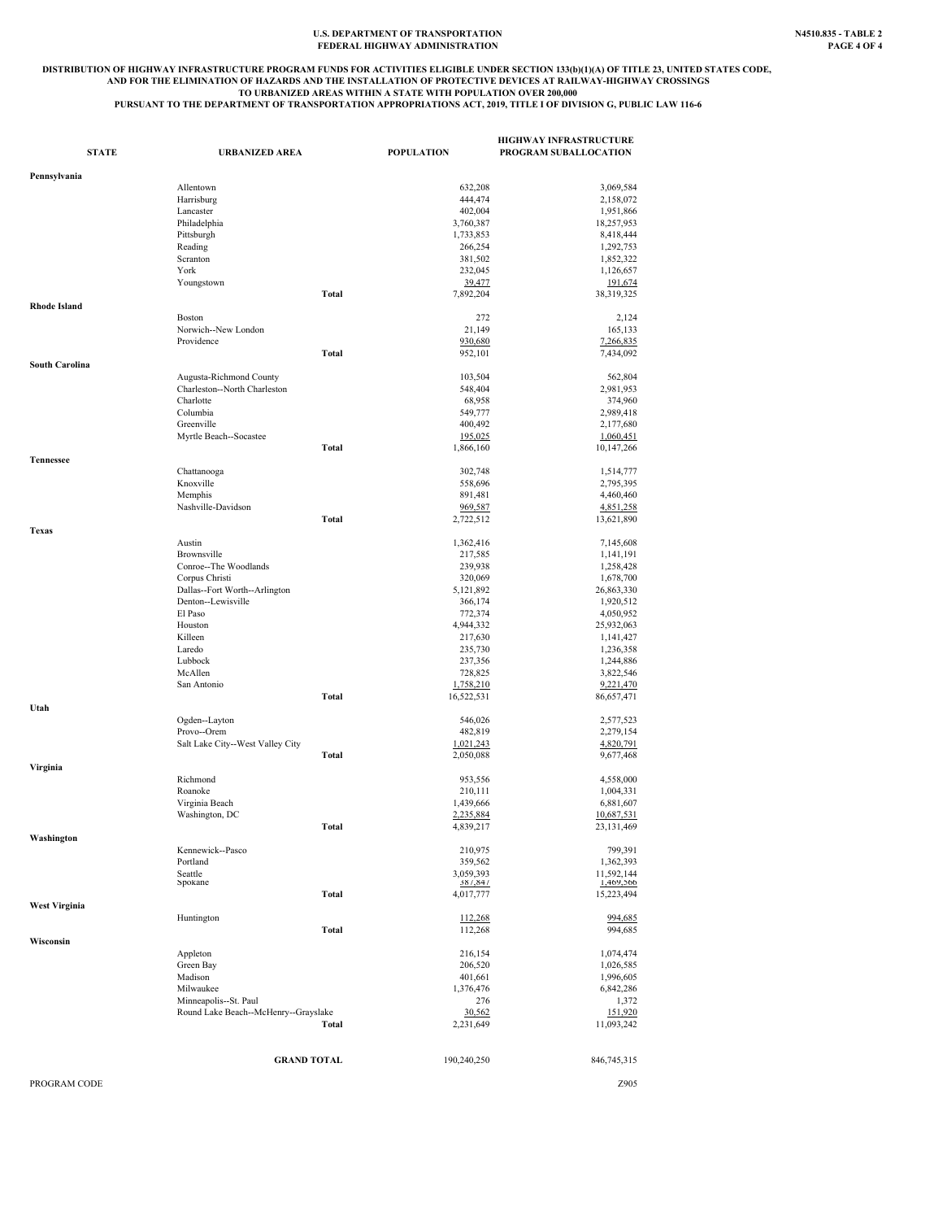**U.S. DEPARTMENT OF TRANSPORTATION**
**FEDERAL HIGHWAY ADMINISTRATION**

**N4510.835 - TABLE 2**

**DISTRIBUTION OF HIGHWAY INFRASTRUCTURE PROGRAM FUNDS FOR ACTIVITIES ELIGIBLE UNDER SECTION 133(b)(1)(A) OF TITLE 23, UNITED STATES CODE, AND FOR THE ELIMINATION OF HAZARDS AND THE INSTALLATION OF PROTECTIVE DEVICES AT RAILWAY-HIGHWAY CROSSINGS TO URBANIZED AREAS WITHIN A STATE WITH POPULATION OVER 200,000 PURSUANT TO THE DEPARTMENT OF TRANSPORTATION APPROPRIATIONS ACT, 2019, TITLE I OF DIVISION G, PUBLIC LAW 116-6**

| STATE | URBANIZED AREA | | POPULATION | HIGHWAY INFRASTRUCTURE PROGRAM SUBALLOCATION |
|---|---|---|---|---|
| **Pennsylvania** | | | | |
| | Allentown | | 632,208 | 3,069,584 |
| | Harrisburg | | 444,474 | 2,158,072 |
| | Lancaster | | 402,004 | 1,951,866 |
| | Philadelphia | | 3,760,387 | 18,257,953 |
| | Pittsburgh | | 1,733,853 | 8,418,444 |
| | Reading | | 266,254 | 1,292,753 |
| | Scranton | | 381,502 | 1,852,322 |
| | York | | 232,045 | 1,126,657 |
| | Youngstown | | 39,477 | 191,674 |
| | | **Total** | 7,892,204 | 38,319,325 |
| **Rhode Island** | | | | |
| | Boston | | 272 | 2,124 |
| | Norwich--New London | | 21,149 | 165,133 |
| | Providence | | 930,680 | 7,266,835 |
| | | **Total** | 952,101 | 7,434,092 |
| **South Carolina** | | | | |
| | Augusta-Richmond County | | 103,504 | 562,804 |
| | Charleston--North Charleston | | 548,404 | 2,981,953 |
| | Charlotte | | 68,958 | 374,960 |
| | Columbia | | 549,777 | 2,989,418 |
| | Greenville | | 400,492 | 2,177,680 |
| | Myrtle Beach--Socastee | | 195,025 | 1,060,451 |
| | | **Total** | 1,866,160 | 10,147,266 |
| **Tennessee** | | | | |
| | Chattanooga | | 302,748 | 1,514,777 |
| | Knoxville | | 558,696 | 2,795,395 |
| | Memphis | | 891,481 | 4,460,460 |
| | Nashville-Davidson | | 969,587 | 4,851,258 |
| | | **Total** | 2,722,512 | 13,621,890 |
| **Texas** | | | | |
| | Austin | | 1,362,416 | 7,145,608 |
| | Brownsville | | 217,585 | 1,141,191 |
| | Conroe--The Woodlands | | 239,938 | 1,258,428 |
| | Corpus Christi | | 320,069 | 1,678,700 |
| | Dallas--Fort Worth--Arlington | | 5,121,892 | 26,863,330 |
| | Denton--Lewisville | | 366,174 | 1,920,512 |
| | El Paso | | 772,374 | 4,050,952 |
| | Houston | | 4,944,332 | 25,932,063 |
| | Killeen | | 217,630 | 1,141,427 |
| | Laredo | | 235,730 | 1,236,358 |
| | Lubbock | | 237,356 | 1,244,886 |
| | McAllen | | 728,825 | 3,822,546 |
| | San Antonio | | 1,758,210 | 9,221,470 |
| | | **Total** | 16,522,531 | 86,657,471 |
| **Utah** | | | | |
| | Ogden--Layton | | 546,026 | 2,577,523 |
| | Provo--Orem | | 482,819 | 2,279,154 |
| | Salt Lake City--West Valley City | | 1,021,243 | 4,820,791 |
| | | **Total** | 2,050,088 | 9,677,468 |
| **Virginia** | | | | |
| | Richmond | | 953,556 | 4,558,000 |
| | Roanoke | | 210,111 | 1,004,331 |
| | Virginia Beach | | 1,439,666 | 6,881,607 |
| | Washington, DC | | 2,235,884 | 10,687,531 |
| | | **Total** | 4,839,217 | 23,131,469 |
| **Washington** | | | | |
| | Kennewick--Pasco | | 210,975 | 799,391 |
| | Portland | | 359,562 | 1,362,393 |
| | Seattle | | 3,059,393 | 11,592,144 |
| | Spokane | | 387,847 | 1,469,566 |
| | | **Total** | 4,017,777 | 15,223,494 |
| **West Virginia** | | | | |
| | Huntington | | 112,268 | 994,685 |
| | | **Total** | 112,268 | 994,685 |
| **Wisconsin** | | | | |
| | Appleton | | 216,154 | 1,074,474 |
| | Green Bay | | 206,520 | 1,026,585 |
| | Madison | | 401,661 | 1,996,605 |
| | Milwaukee | | 1,376,476 | 6,842,286 |
| | Minneapolis--St. Paul | | 276 | 1,372 |
| | Round Lake Beach--McHenry--Grayslake | | 30,562 | 151,920 |
| | | **Total** | 2,231,649 | 11,093,242 |
| | | **GRAND TOTAL** | 190,240,250 | 846,745,315 |

PROGRAM CODE Z905